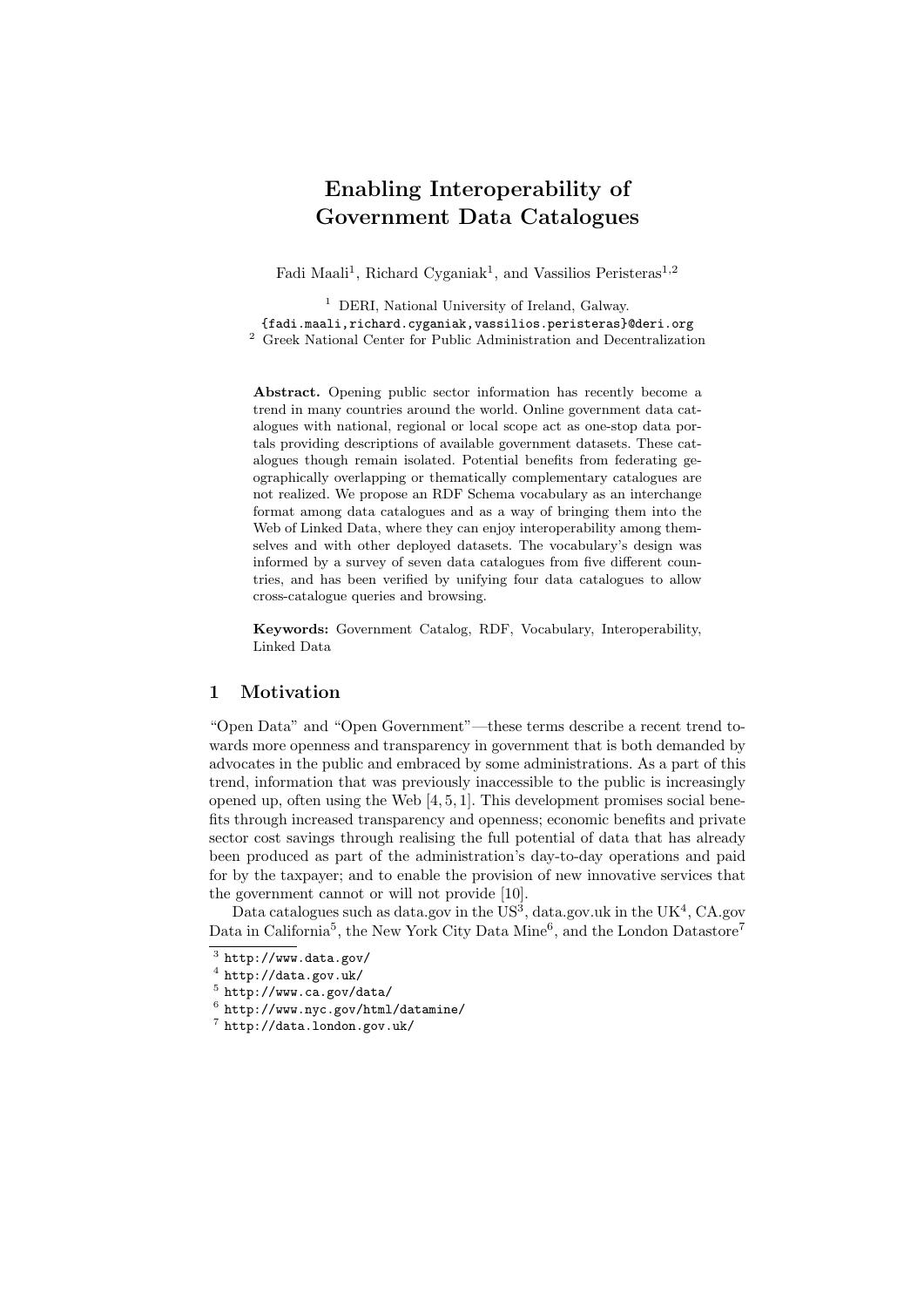# Enabling Interoperability of Government Data Catalogues

Fadi Maali[1], Richard Cyganiak[1], and Vassilios Peristeras[1,2]

[1] DERI, National University of Ireland, Galway.
{fadi.maali,richard.cyganiak,vassilios.peristeras}@deri.org
[2] Greek National Center for Public Administration and Decentralization

**Abstract.** Opening public sector information has recently become a trend in many countries around the world. Online government data catalogues with national, regional or local scope act as one-stop data portals providing descriptions of available government datasets. These catalogues though remain isolated. Potential benefits from federating geographically overlapping or thematically complementary catalogues are not realized. We propose an RDF Schema vocabulary as an interchange format among data catalogues and as a way of bringing them into the Web of Linked Data, where they can enjoy interoperability among themselves and with other deployed datasets. The vocabulary's design was informed by a survey of seven data catalogues from five different countries, and has been verified by unifying four data catalogues to allow cross-catalogue queries and browsing.

**Keywords:** Government Catalog, RDF, Vocabulary, Interoperability, Linked Data

## 1 Motivation

"Open Data" and "Open Government"—these terms describe a recent trend towards more openness and transparency in government that is both demanded by advocates in the public and embraced by some administrations. As a part of this trend, information that was previously inaccessible to the public is increasingly opened up, often using the Web [4, 5, 1]. This development promises social benefits through increased transparency and openness; economic benefits and private sector cost savings through realising the full potential of data that has already been produced as part of the administration's day-to-day operations and paid for by the taxpayer; and to enable the provision of new innovative services that the government cannot or will not provide [10].

Data catalogues such as data.gov in the US[3], data.gov.uk in the UK[4], CA.gov Data in California[5], the New York City Data Mine[6], and the London Datastore[7]

[3] http://www.data.gov/
[4] http://data.gov.uk/
[5] http://www.ca.gov/data/
[6] http://www.nyc.gov/html/datamine/
[7] http://data.london.gov.uk/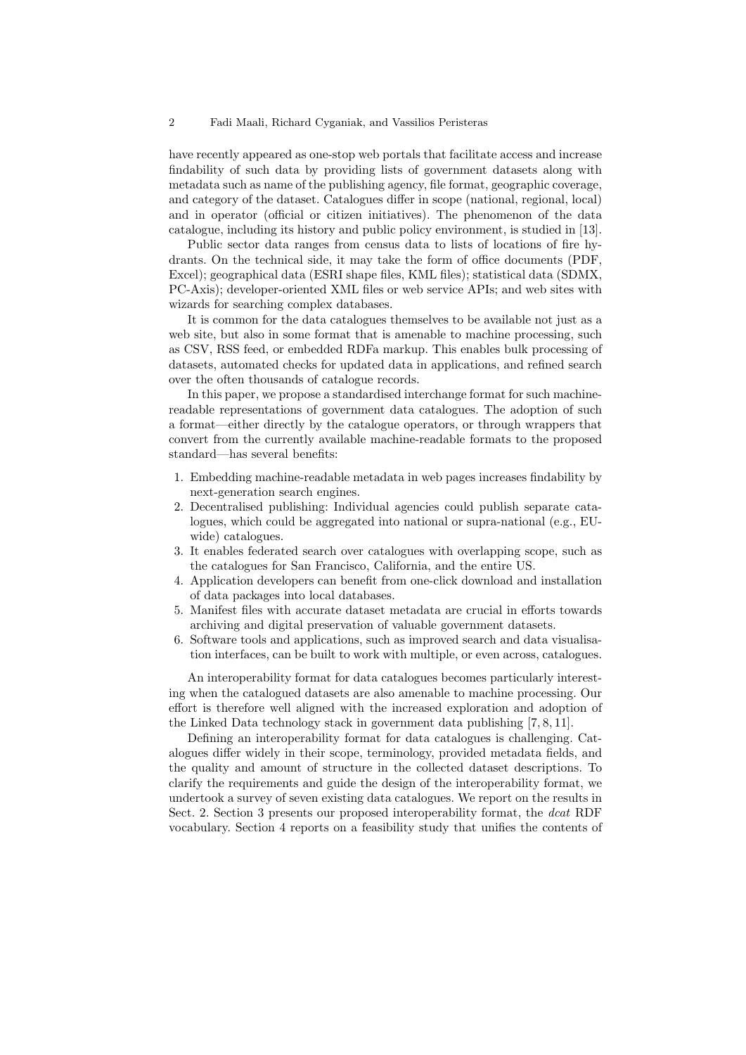have recently appeared as one-stop web portals that facilitate access and increase findability of such data by providing lists of government datasets along with metadata such as name of the publishing agency, file format, geographic coverage, and category of the dataset. Catalogues differ in scope (national, regional, local) and in operator (official or citizen initiatives). The phenomenon of the data catalogue, including its history and public policy environment, is studied in [13].

Public sector data ranges from census data to lists of locations of fire hydrants. On the technical side, it may take the form of office documents (PDF, Excel); geographical data (ESRI shape files, KML files); statistical data (SDMX, PC-Axis); developer-oriented XML files or web service APIs; and web sites with wizards for searching complex databases.

It is common for the data catalogues themselves to be available not just as a web site, but also in some format that is amenable to machine processing, such as CSV, RSS feed, or embedded RDFa markup. This enables bulk processing of datasets, automated checks for updated data in applications, and refined search over the often thousands of catalogue records.

In this paper, we propose a standardised interchange format for such machine-readable representations of government data catalogues. The adoption of such a format—either directly by the catalogue operators, or through wrappers that convert from the currently available machine-readable formats to the proposed standard—has several benefits:

1. Embedding machine-readable metadata in web pages increases findability by next-generation search engines.
2. Decentralised publishing: Individual agencies could publish separate catalogues, which could be aggregated into national or supra-national (e.g., EU-wide) catalogues.
3. It enables federated search over catalogues with overlapping scope, such as the catalogues for San Francisco, California, and the entire US.
4. Application developers can benefit from one-click download and installation of data packages into local databases.
5. Manifest files with accurate dataset metadata are crucial in efforts towards archiving and digital preservation of valuable government datasets.
6. Software tools and applications, such as improved search and data visualisation interfaces, can be built to work with multiple, or even across, catalogues.

An interoperability format for data catalogues becomes particularly interesting when the catalogued datasets are also amenable to machine processing. Our effort is therefore well aligned with the increased exploration and adoption of the Linked Data technology stack in government data publishing [7, 8, 11].

Defining an interoperability format for data catalogues is challenging. Catalogues differ widely in their scope, terminology, provided metadata fields, and the quality and amount of structure in the collected dataset descriptions. To clarify the requirements and guide the design of the interoperability format, we undertook a survey of seven existing data catalogues. We report on the results in Sect. 2. Section 3 presents our proposed interoperability format, the *dcat* RDF vocabulary. Section 4 reports on a feasibility study that unifies the contents of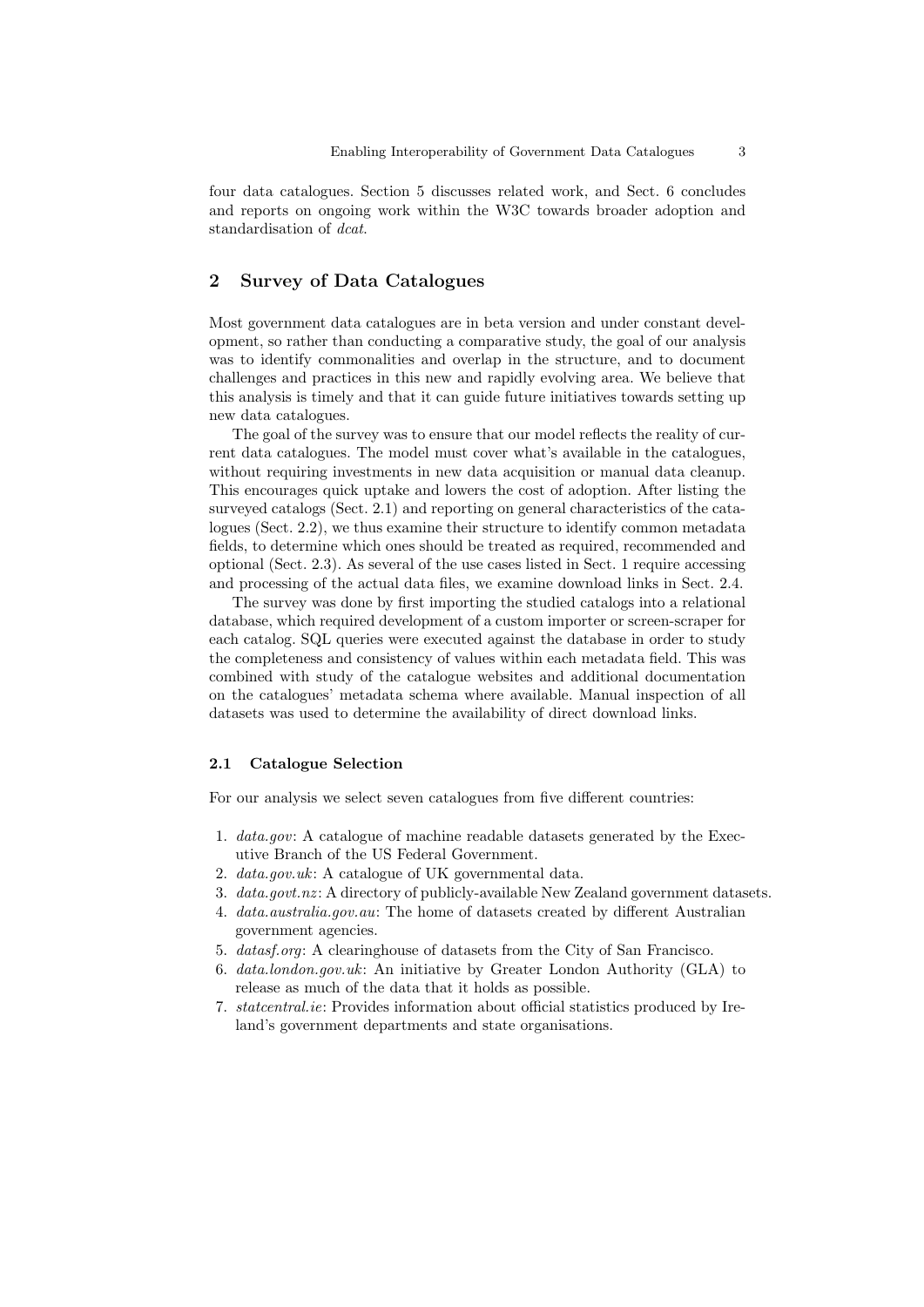four data catalogues. Section 5 discusses related work, and Sect. 6 concludes and reports on ongoing work within the W3C towards broader adoption and standardisation of *dcat*.

## 2 Survey of Data Catalogues

Most government data catalogues are in beta version and under constant development, so rather than conducting a comparative study, the goal of our analysis was to identify commonalities and overlap in the structure, and to document challenges and practices in this new and rapidly evolving area. We believe that this analysis is timely and that it can guide future initiatives towards setting up new data catalogues.

The goal of the survey was to ensure that our model reflects the reality of current data catalogues. The model must cover what's available in the catalogues, without requiring investments in new data acquisition or manual data cleanup. This encourages quick uptake and lowers the cost of adoption. After listing the surveyed catalogs (Sect. 2.1) and reporting on general characteristics of the catalogues (Sect. 2.2), we thus examine their structure to identify common metadata fields, to determine which ones should be treated as required, recommended and optional (Sect. 2.3). As several of the use cases listed in Sect. 1 require accessing and processing of the actual data files, we examine download links in Sect. 2.4.

The survey was done by first importing the studied catalogs into a relational database, which required development of a custom importer or screen-scraper for each catalog. SQL queries were executed against the database in order to study the completeness and consistency of values within each metadata field. This was combined with study of the catalogue websites and additional documentation on the catalogues' metadata schema where available. Manual inspection of all datasets was used to determine the availability of direct download links.

### 2.1 Catalogue Selection

For our analysis we select seven catalogues from five different countries:

1. *data.gov*: A catalogue of machine readable datasets generated by the Executive Branch of the US Federal Government.
2. *data.gov.uk*: A catalogue of UK governmental data.
3. *data.govt.nz*: A directory of publicly-available New Zealand government datasets.
4. *data.australia.gov.au*: The home of datasets created by different Australian government agencies.
5. *datasf.org*: A clearinghouse of datasets from the City of San Francisco.
6. *data.london.gov.uk*: An initiative by Greater London Authority (GLA) to release as much of the data that it holds as possible.
7. *statcentral.ie*: Provides information about official statistics produced by Ireland's government departments and state organisations.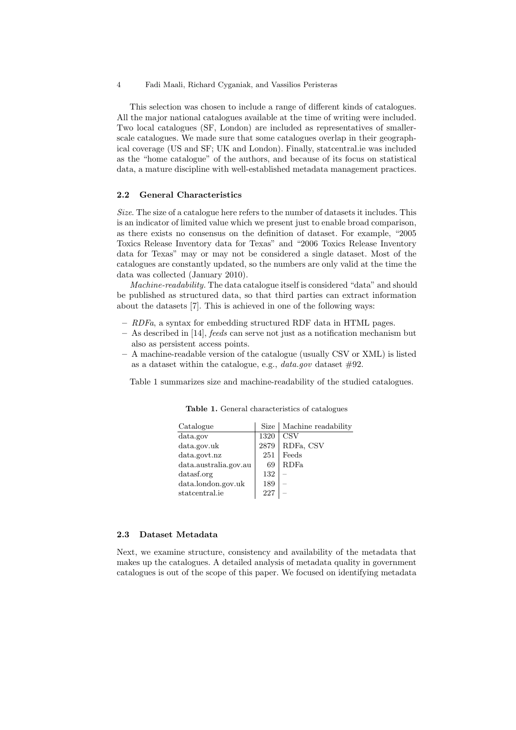This selection was chosen to include a range of different kinds of catalogues. All the major national catalogues available at the time of writing were included. Two local catalogues (SF, London) are included as representatives of smaller-scale catalogues. We made sure that some catalogues overlap in their geographical coverage (US and SF; UK and London). Finally, statcentral.ie was included as the "home catalogue" of the authors, and because of its focus on statistical data, a mature discipline with well-established metadata management practices.

### 2.2 General Characteristics

*Size*. The size of a catalogue here refers to the number of datasets it includes. This is an indicator of limited value which we present just to enable broad comparison, as there exists no consensus on the definition of dataset. For example, "2005 Toxics Release Inventory data for Texas" and "2006 Toxics Release Inventory data for Texas" may or may not be considered a single dataset. Most of the catalogues are constantly updated, so the numbers are only valid at the time the data was collected (January 2010).

*Machine-readability.* The data catalogue itself is considered "data" and should be published as structured data, so that third parties can extract information about the datasets [7]. This is achieved in one of the following ways:

- *RDFa*, a syntax for embedding structured RDF data in HTML pages.
- As described in [14], *feeds* can serve not just as a notification mechanism but also as persistent access points.
- A machine-readable version of the catalogue (usually CSV or XML) is listed as a dataset within the catalogue, e.g., *data.gov* dataset #92.

Table 1 summarizes size and machine-readability of the studied catalogues.

**Table 1.** General characteristics of catalogues

| Catalogue | Size | Machine readability |
|---|---|---|
| data.gov | 1320 | CSV |
| data.gov.uk | 2879 | RDFa, CSV |
| data.govt.nz | 251 | Feeds |
| data.australia.gov.au | 69 | RDFa |
| datasf.org | 132 | – |
| data.london.gov.uk | 189 | – |
| statcentral.ie | 227 | – |

### 2.3 Dataset Metadata

Next, we examine structure, consistency and availability of the metadata that makes up the catalogues. A detailed analysis of metadata quality in government catalogues is out of the scope of this paper. We focused on identifying metadata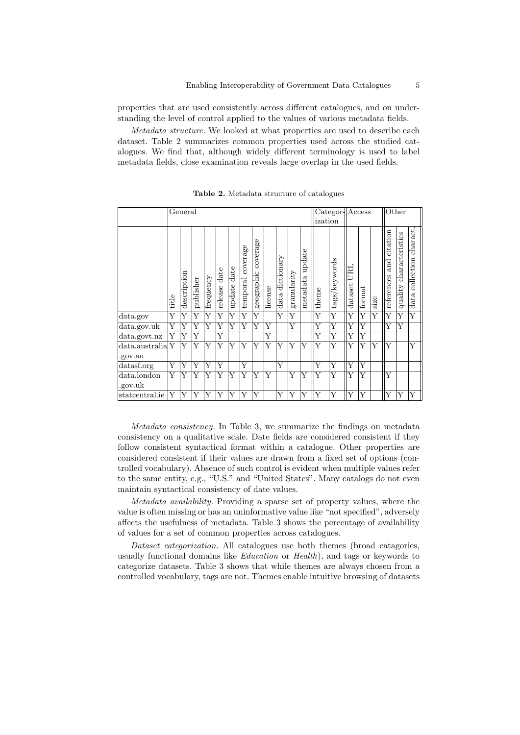properties that are used consistently across different catalogues, and on understanding the level of control applied to the values of various metadata fields.

*Metadata structure.* We looked at what properties are used to describe each dataset. Table 2 summarizes common properties used across the studied catalogues. We find that, although widely different terminology is used to label metadata fields, close examination reveals large overlap in the used fields.

**Table 2.** Metadata structure of catalogues

| | General | | | | | | | | | | | | Categorization | | Access | | | Other | | |
|---|---|---|---|---|---|---|---|---|---|---|---|---|---|---|---|---|---|---|---|---|
| | title | description | publisher | frequency | release date | update date | temporal coverage | geographic coverage | license | data dictionary | granularity | metadata update | theme | tags/keywords | dataset URL | format | size | references and citation | quality characteristics | data collection charact. |
| data.gov | Y | Y | Y | Y | Y | Y | Y | Y | | Y | Y | | Y | Y | Y | Y | Y | Y | Y | Y |
| data.gov.uk | Y | Y | Y | Y | Y | Y | Y | Y | Y | | Y | | Y | Y | Y | Y | | Y | Y | |
| data.govt.nz | Y | Y | Y | | Y | | | | Y | | | | Y | Y | Y | Y | | | | |
| data.australia .gov.au | Y | Y | Y | Y | Y | Y | Y | Y | Y | Y | Y | Y | Y | Y | Y | Y | Y | Y | | Y |
| datasf.org | Y | Y | Y | Y | Y | | Y | | | Y | | | Y | Y | Y | Y | | | | |
| data.london .gov.uk | Y | Y | Y | Y | Y | Y | Y | Y | Y | | Y | Y | Y | Y | Y | Y | | Y | | |
| statcentral.ie | Y | Y | Y | Y | Y | Y | Y | Y | | Y | Y | Y | Y | Y | Y | Y | | Y | Y | Y |

*Metadata consistency.* In Table 3, we summarize the findings on metadata consistency on a qualitative scale. Date fields are considered consistent if they follow consistent syntactical format within a catalogue. Other properties are considered consistent if their values are drawn from a fixed set of options (controlled vocabulary). Absence of such control is evident when multiple values refer to the same entity, e.g., "U.S." and "United States". Many catalogs do not even maintain syntactical consistency of date values.

*Metadata availability.* Providing a sparse set of property values, where the value is often missing or has an uninformative value like "not specified", adversely affects the usefulness of metadata. Table 3 shows the percentage of availability of values for a set of common properties across catalogues.

*Dataset categorization.* All catalogues use both themes (broad catagories, usually functional domains like *Education* or *Health*), and tags or keywords to categorize datasets. Table 3 shows that while themes are always chosen from a controlled vocabulary, tags are not. Themes enable intuitive browsing of datasets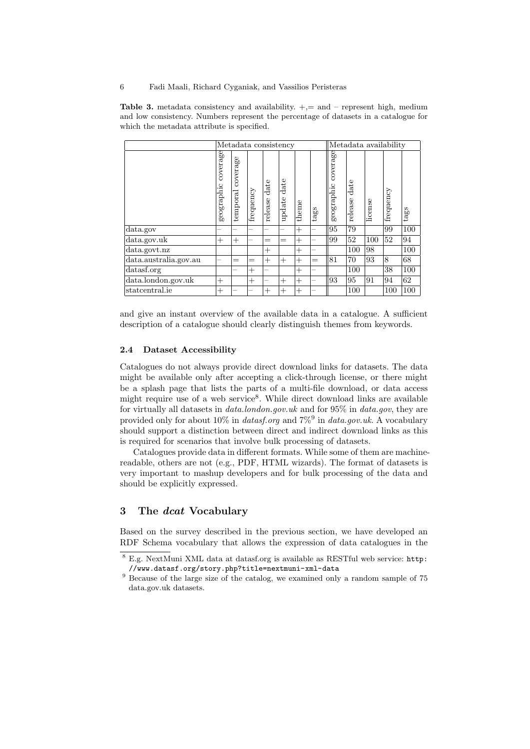**Table 3.** metadata consistency and availability. +,= and – represent high, medium and low consistency. Numbers represent the percentage of datasets in a catalogue for which the metadata attribute is specified.

| | Metadata consistency | | | | | | | Metadata availability | | | | |
|---|---|---|---|---|---|---|---|---|---|---|---|---|
| | geographic coverage | temporal coverage | frequency | release date | update date | theme | tags | geographic coverage | release date | license | frequency | tags |
| data.gov | – | – | – | – | – | + | – | 95 | 79 | | 99 | 100 |
| data.gov.uk | + | + | – | = | = | + | – | 99 | 52 | 100 | 52 | 94 |
| data.govt.nz | | | | + | | + | – | | 100 | 98 | | 100 |
| data.australia.gov.au | – | = | = | + | + | + | = | 81 | 70 | 93 | 8 | 68 |
| datasf.org | | – | + | – | | + | – | | 100 | | 38 | 100 |
| data.london.gov.uk | + | | + | – | + | + | – | 93 | 95 | 91 | 94 | 62 |
| statcentral.ie | + | – | – | + | + | + | – | | 100 | | 100 | 100 |

and give an instant overview of the available data in a catalogue. A sufficient description of a catalogue should clearly distinguish themes from keywords.

### 2.4 Dataset Accessibility

Catalogues do not always provide direct download links for datasets. The data might be available only after accepting a click-through license, or there might be a splash page that lists the parts of a multi-file download, or data access might require use of a web service[8]. While direct download links are available for virtually all datasets in *data.london.gov.uk* and for 95% in *data.gov*, they are provided only for about 10% in *datasf.org* and 7%[9] in *data.gov.uk*. A vocabulary should support a distinction between direct and indirect download links as this is required for scenarios that involve bulk processing of datasets.

Catalogues provide data in different formats. While some of them are machine-readable, others are not (e.g., PDF, HTML wizards). The format of datasets is very important to mashup developers and for bulk processing of the data and should be explicitly expressed.

## 3 The *dcat* Vocabulary

Based on the survey described in the previous section, we have developed an RDF Schema vocabulary that allows the expression of data catalogues in the

[8] E.g. NextMuni XML data at datasf.org is available as RESTful web service: `http://www.datasf.org/story.php?title=nextmuni-xml-data`

[9] Because of the large size of the catalog, we examined only a random sample of 75 data.gov.uk datasets.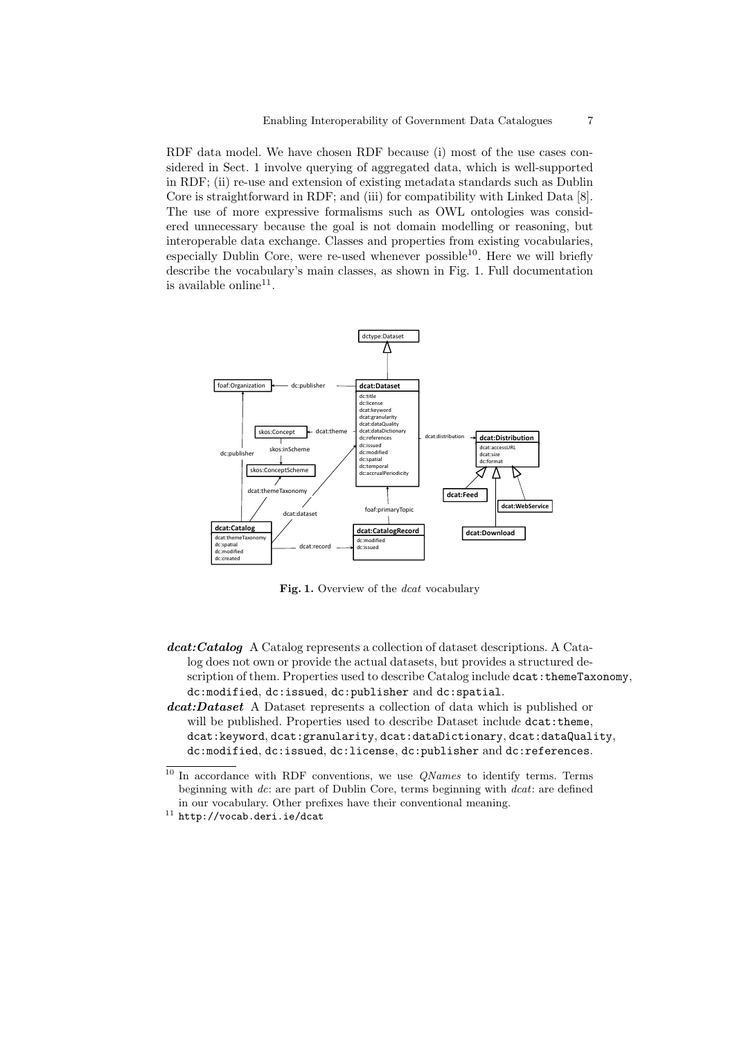RDF data model. We have chosen RDF because (i) most of the use cases considered in Sect. 1 involve querying of aggregated data, which is well-supported in RDF; (ii) re-use and extension of existing metadata standards such as Dublin Core is straightforward in RDF; and (iii) for compatibility with Linked Data [8]. The use of more expressive formalisms such as OWL ontologies was considered unnecessary because the goal is not domain modelling or reasoning, but interoperable data exchange. Classes and properties from existing vocabularies, especially Dublin Core, were re-used whenever possible[10]. Here we will briefly describe the vocabulary's main classes, as shown in Fig. 1. Full documentation is available online[11].

**Fig. 1.** Overview of the *dcat* vocabulary

***dcat:Catalog*** A Catalog represents a collection of dataset descriptions. A Catalog does not own or provide the actual datasets, but provides a structured description of them. Properties used to describe Catalog include `dcat:themeTaxonomy`, `dc:modified`, `dc:issued`, `dc:publisher` and `dc:spatial`.

***dcat:Dataset*** A Dataset represents a collection of data which is published or will be published. Properties used to describe Dataset include `dcat:theme`, `dcat:keyword`, `dcat:granularity`, `dcat:dataDictionary`, `dcat:dataQuality`, `dc:modified`, `dc:issued`, `dc:license`, `dc:publisher` and `dc:references`.

---

[10] In accordance with RDF conventions, we use *QNames* to identify terms. Terms beginning with *dc*: are part of Dublin Core, terms beginning with *dcat*: are defined in our vocabulary. Other prefixes have their conventional meaning.

[11] `http://vocab.deri.ie/dcat`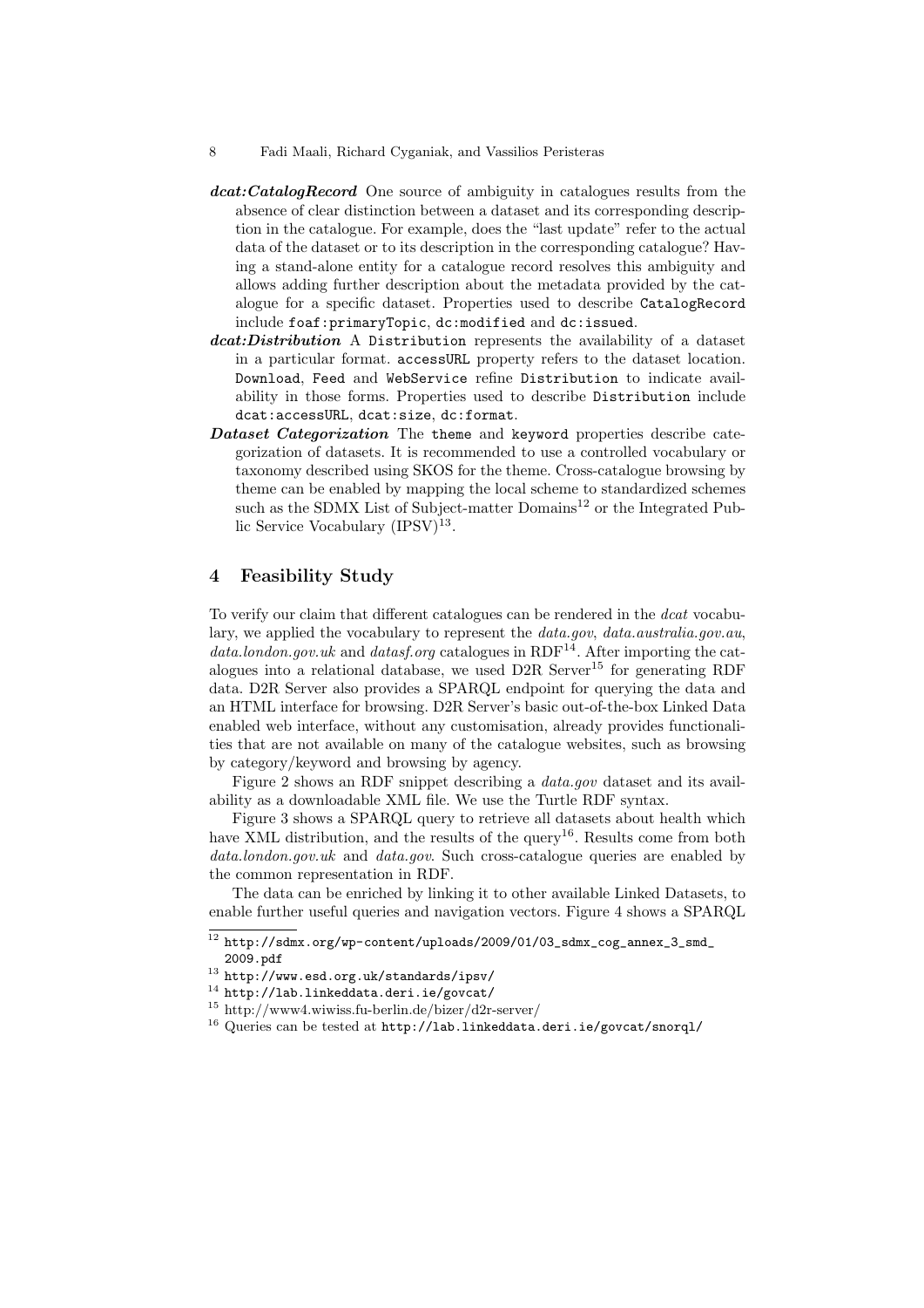***dcat:CatalogRecord*** One source of ambiguity in catalogues results from the absence of clear distinction between a dataset and its corresponding description in the catalogue. For example, does the "last update" refer to the actual data of the dataset or to its description in the corresponding catalogue? Having a stand-alone entity for a catalogue record resolves this ambiguity and allows adding further description about the metadata provided by the catalogue for a specific dataset. Properties used to describe `CatalogRecord` include `foaf:primaryTopic`, `dc:modified` and `dc:issued`.

***dcat:Distribution*** A `Distribution` represents the availability of a dataset in a particular format. `accessURL` property refers to the dataset location. `Download`, `Feed` and `WebService` refine `Distribution` to indicate availability in those forms. Properties used to describe `Distribution` include `dcat:accessURL`, `dcat:size`, `dc:format`.

***Dataset Categorization*** The `theme` and `keyword` properties describe categorization of datasets. It is recommended to use a controlled vocabulary or taxonomy described using SKOS for the theme. Cross-catalogue browsing by theme can be enabled by mapping the local scheme to standardized schemes such as the SDMX List of Subject-matter Domains[12] or the Integrated Public Service Vocabulary (IPSV)[13].

## 4 Feasibility Study

To verify our claim that different catalogues can be rendered in the *dcat* vocabulary, we applied the vocabulary to represent the *data.gov*, *data.australia.gov.au*, *data.london.gov.uk* and *datasf.org* catalogues in RDF[14]. After importing the catalogues into a relational database, we used D2R Server[15] for generating RDF data. D2R Server also provides a SPARQL endpoint for querying the data and an HTML interface for browsing. D2R Server's basic out-of-the-box Linked Data enabled web interface, without any customisation, already provides functionalities that are not available on many of the catalogue websites, such as browsing by category/keyword and browsing by agency.

Figure 2 shows an RDF snippet describing a *data.gov* dataset and its availability as a downloadable XML file. We use the Turtle RDF syntax.

Figure 3 shows a SPARQL query to retrieve all datasets about health which have XML distribution, and the results of the query[16]. Results come from both *data.london.gov.uk* and *data.gov*. Such cross-catalogue queries are enabled by the common representation in RDF.

The data can be enriched by linking it to other available Linked Datasets, to enable further useful queries and navigation vectors. Figure 4 shows a SPARQL

---

[12] `http://sdmx.org/wp-content/uploads/2009/01/03_sdmx_cog_annex_3_smd_2009.pdf`

[13] `http://www.esd.org.uk/standards/ipsv/`

[14] `http://lab.linkeddata.deri.ie/govcat/`

[15] http://www4.wiwiss.fu-berlin.de/bizer/d2r-server/

[16] Queries can be tested at `http://lab.linkeddata.deri.ie/govcat/snorql/`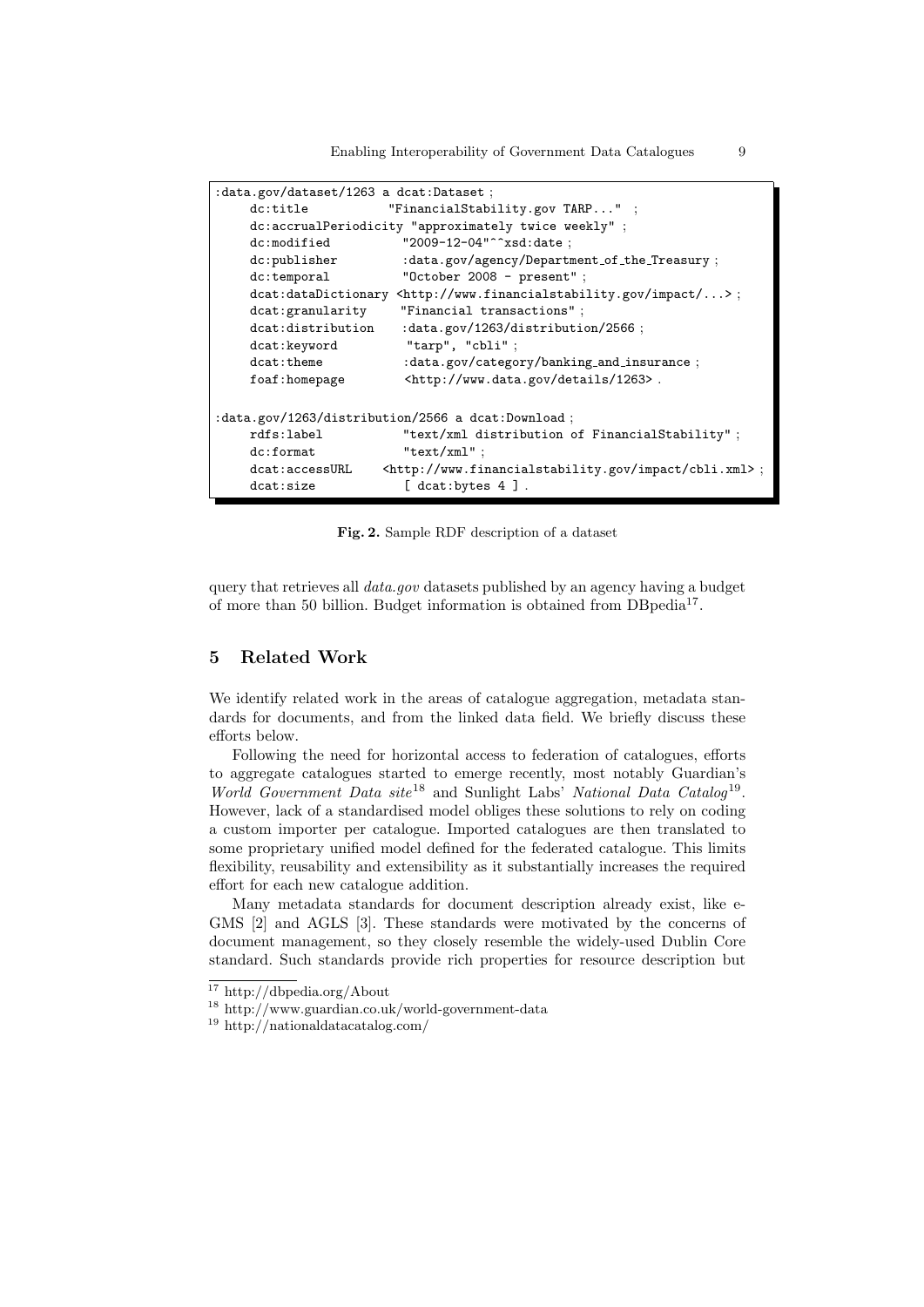```
:data.gov/dataset/1263 a dcat:Dataset ;
     dc:title           "FinancialStability.gov TARP..."  ;
     dc:accrualPeriodicity "approximately twice weekly" ;
     dc:modified          "2009-12-04"^^xsd:date ;
     dc:publisher         :data.gov/agency/Department_of_the_Treasury ;
     dc:temporal          "October 2008 - present" ;
     dcat:dataDictionary <http://www.financialstability.gov/impact/...> ;
     dcat:granularity     "Financial transactions" ;
     dcat:distribution    :data.gov/1263/distribution/2566 ;
     dcat:keyword          "tarp", "cbli" ;
     dcat:theme           :data.gov/category/banking_and_insurance ;
     foaf:homepage        <http://www.data.gov/details/1263> .

:data.gov/1263/distribution/2566 a dcat:Download ;
     rdfs:label           "text/xml distribution of FinancialStability" ;
     dc:format            "text/xml" ;
     dcat:accessURL    <http://www.financialstability.gov/impact/cbli.xml> ;
     dcat:size             [ dcat:bytes 4 ] .
```

**Fig. 2.** Sample RDF description of a dataset

query that retrieves all *data.gov* datasets published by an agency having a budget of more than 50 billion. Budget information is obtained from DBpedia[17].

## 5 Related Work

We identify related work in the areas of catalogue aggregation, metadata standards for documents, and from the linked data field. We briefly discuss these efforts below.

Following the need for horizontal access to federation of catalogues, efforts to aggregate catalogues started to emerge recently, most notably Guardian's *World Government Data site*[18] and Sunlight Labs' *National Data Catalog*[19]. However, lack of a standardised model obliges these solutions to rely on coding a custom importer per catalogue. Imported catalogues are then translated to some proprietary unified model defined for the federated catalogue. This limits flexibility, reusability and extensibility as it substantially increases the required effort for each new catalogue addition.

Many metadata standards for document description already exist, like e-GMS [2] and AGLS [3]. These standards were motivated by the concerns of document management, so they closely resemble the widely-used Dublin Core standard. Such standards provide rich properties for resource description but

[17] http://dbpedia.org/About

[18] http://www.guardian.co.uk/world-government-data

[19] http://nationaldatacatalog.com/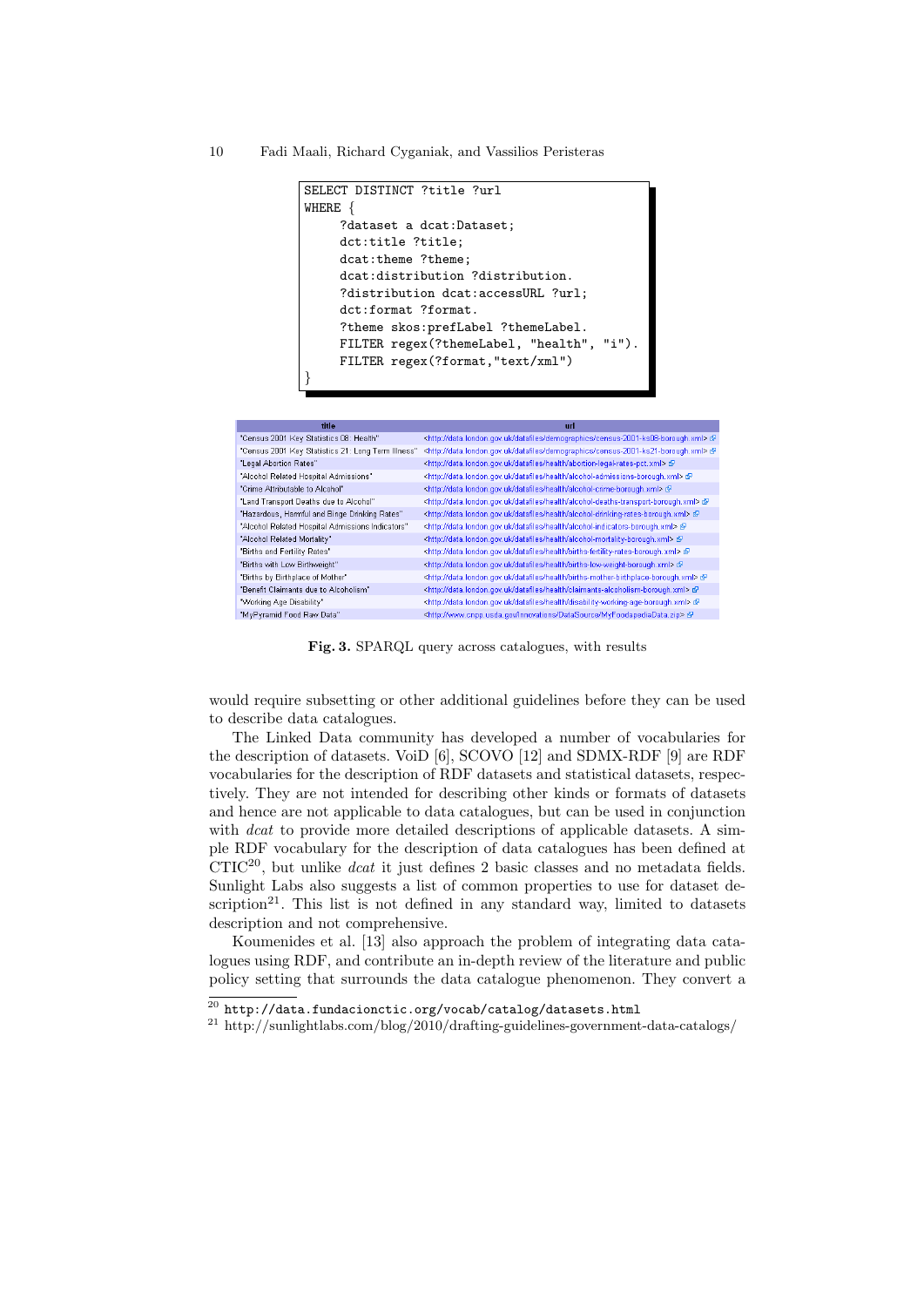```
SELECT DISTINCT ?title ?url
WHERE {
     ?dataset a dcat:Dataset;
     dct:title ?title;
     dcat:theme ?theme;
     dcat:distribution ?distribution.
     ?distribution dcat:accessURL ?url;
     dct:format ?format.
     ?theme skos:prefLabel ?themeLabel.
     FILTER regex(?themeLabel, "health", "i").
     FILTER regex(?format,"text/xml")
}
```

| title | url |
|---|---|
| "Census 2001 Key Statistics 08: Health" | <http://data.london.gov.uk/datafiles/demographics/census-2001-ks08-borough.xml> |
| "Census 2001 Key Statistics 21: Long Term Illness" | <http://data.london.gov.uk/datafiles/demographics/census-2001-ks21-borough.xml> |
| "Legal Abortion Rates" | <http://data.london.gov.uk/datafiles/health/abortion-legal-rates-pct.xml> |
| "Alcohol Related Hospital Admissions" | <http://data.london.gov.uk/datafiles/health/alcohol-admissions-borough.xml> |
| "Crime Attributable to Alcohol" | <http://data.london.gov.uk/datafiles/health/alcohol-crime-borough.xml> |
| "Land Transport Deaths due to Alcohol" | <http://data.london.gov.uk/datafiles/health/alcohol-deaths-transport-borough.xml> |
| "Hazardous, Harmful and Binge Drinking Rates" | <http://data.london.gov.uk/datafiles/health/alcohol-drinking-rates-borough.xml> |
| "Alcohol Related Hospital Admissions Indicators" | <http://data.london.gov.uk/datafiles/health/alcohol-indicators-borough.xml> |
| "Alcohol Related Mortality" | <http://data.london.gov.uk/datafiles/health/alcohol-mortality-borough.xml> |
| "Births and Fertility Rates" | <http://data.london.gov.uk/datafiles/health/births-fertility-rates-borough.xml> |
| "Births with Low Birthweight" | <http://data.london.gov.uk/datafiles/health/births-low-weight-borough.xml> |
| "Births by Birthplace of Mother" | <http://data.london.gov.uk/datafiles/health/births-mother-birthplace-borough.xml> |
| "Benefit Claimants due to Alcoholism" | <http://data.london.gov.uk/datafiles/health/claimants-alcoholism-borough.xml> |
| "Working Age Disability" | <http://data.london.gov.uk/datafiles/health/disability-working-age-borough.xml> |
| "MyPyramid Food Raw Data" | <http://www.cnpp.usda.gov/Innovations/DataSource/MyFoodapediaData.zip> |

**Fig. 3.** SPARQL query across catalogues, with results

would require subsetting or other additional guidelines before they can be used to describe data catalogues.

The Linked Data community has developed a number of vocabularies for the description of datasets. VoiD [6], SCOVO [12] and SDMX-RDF [9] are RDF vocabularies for the description of RDF datasets and statistical datasets, respectively. They are not intended for describing other kinds or formats of datasets and hence are not applicable to data catalogues, but can be used in conjunction with *dcat* to provide more detailed descriptions of applicable datasets. A simple RDF vocabulary for the description of data catalogues has been defined at CTIC[20], but unlike *dcat* it just defines 2 basic classes and no metadata fields. Sunlight Labs also suggests a list of common properties to use for dataset description[21]. This list is not defined in any standard way, limited to datasets description and not comprehensive.

Koumenides et al. [13] also approach the problem of integrating data catalogues using RDF, and contribute an in-depth review of the literature and public policy setting that surrounds the data catalogue phenomenon. They convert a

[20] http://data.fundacionctic.org/vocab/catalog/datasets.html

[21] http://sunlightlabs.com/blog/2010/drafting-guidelines-government-data-catalogs/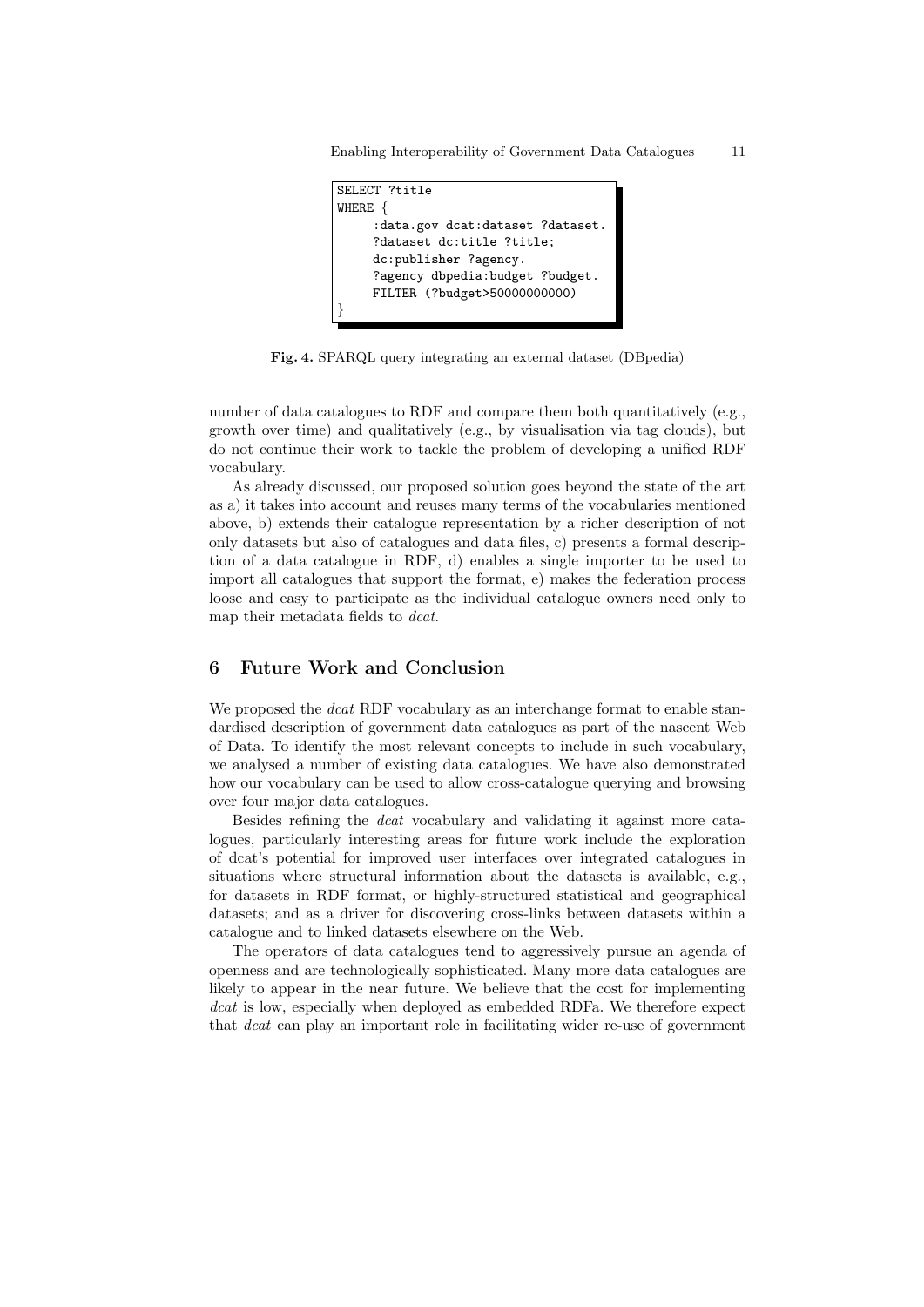```
SELECT ?title
WHERE {
     :data.gov dcat:dataset ?dataset.
     ?dataset dc:title ?title;
     dc:publisher ?agency.
     ?agency dbpedia:budget ?budget.
     FILTER (?budget>50000000000)
}
```

**Fig. 4.** SPARQL query integrating an external dataset (DBpedia)

number of data catalogues to RDF and compare them both quantitatively (e.g., growth over time) and qualitatively (e.g., by visualisation via tag clouds), but do not continue their work to tackle the problem of developing a unified RDF vocabulary.

As already discussed, our proposed solution goes beyond the state of the art as a) it takes into account and reuses many terms of the vocabularies mentioned above, b) extends their catalogue representation by a richer description of not only datasets but also of catalogues and data files, c) presents a formal description of a data catalogue in RDF, d) enables a single importer to be used to import all catalogues that support the format, e) makes the federation process loose and easy to participate as the individual catalogue owners need only to map their metadata fields to *dcat*.

## 6 Future Work and Conclusion

We proposed the *dcat* RDF vocabulary as an interchange format to enable standardised description of government data catalogues as part of the nascent Web of Data. To identify the most relevant concepts to include in such vocabulary, we analysed a number of existing data catalogues. We have also demonstrated how our vocabulary can be used to allow cross-catalogue querying and browsing over four major data catalogues.

Besides refining the *dcat* vocabulary and validating it against more catalogues, particularly interesting areas for future work include the exploration of dcat's potential for improved user interfaces over integrated catalogues in situations where structural information about the datasets is available, e.g., for datasets in RDF format, or highly-structured statistical and geographical datasets; and as a driver for discovering cross-links between datasets within a catalogue and to linked datasets elsewhere on the Web.

The operators of data catalogues tend to aggressively pursue an agenda of openness and are technologically sophisticated. Many more data catalogues are likely to appear in the near future. We believe that the cost for implementing *dcat* is low, especially when deployed as embedded RDFa. We therefore expect that *dcat* can play an important role in facilitating wider re-use of government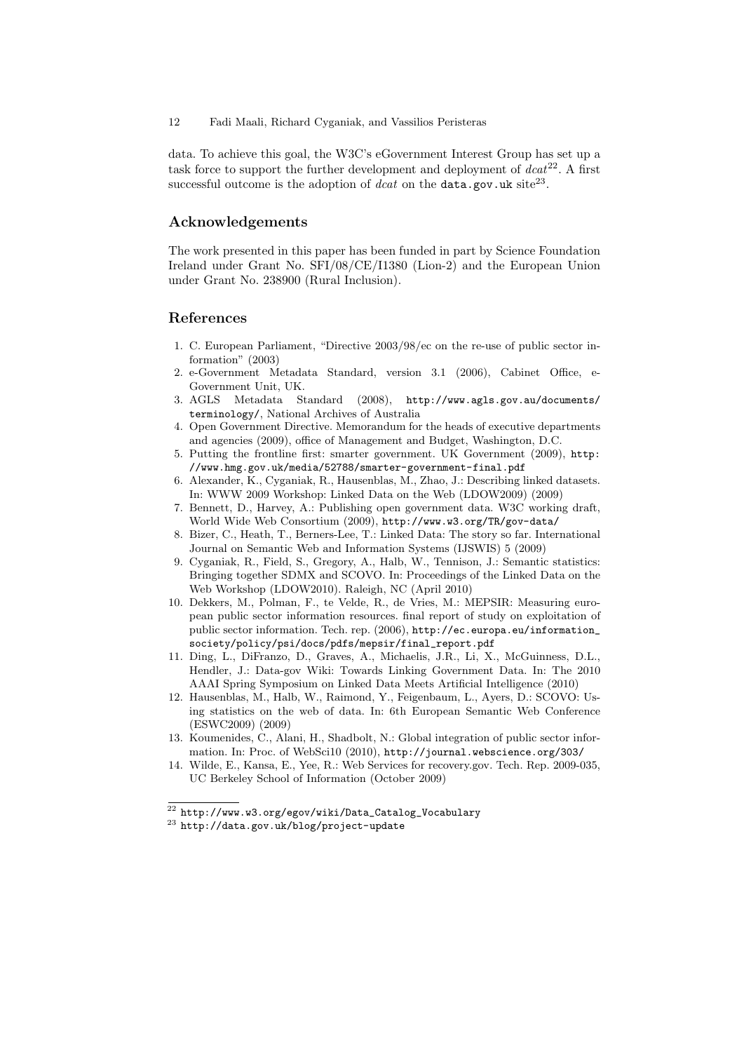data. To achieve this goal, the W3C's eGovernment Interest Group has set up a task force to support the further development and deployment of *dcat*[22]. A first successful outcome is the adoption of *dcat* on the `data.gov.uk` site[23].

## Acknowledgements

The work presented in this paper has been funded in part by Science Foundation Ireland under Grant No. SFI/08/CE/I1380 (Lion-2) and the European Union under Grant No. 238900 (Rural Inclusion).

## References

1. C. European Parliament, "Directive 2003/98/ec on the re-use of public sector information" (2003)
2. e-Government Metadata Standard, version 3.1 (2006), Cabinet Office, e-Government Unit, UK.
3. AGLS Metadata Standard (2008), http://www.agls.gov.au/documents/terminology/, National Archives of Australia
4. Open Government Directive. Memorandum for the heads of executive departments and agencies (2009), office of Management and Budget, Washington, D.C.
5. Putting the frontline first: smarter government. UK Government (2009), http://www.hmg.gov.uk/media/52788/smarter-government-final.pdf
6. Alexander, K., Cyganiak, R., Hausenblas, M., Zhao, J.: Describing linked datasets. In: WWW 2009 Workshop: Linked Data on the Web (LDOW2009) (2009)
7. Bennett, D., Harvey, A.: Publishing open government data. W3C working draft, World Wide Web Consortium (2009), http://www.w3.org/TR/gov-data/
8. Bizer, C., Heath, T., Berners-Lee, T.: Linked Data: The story so far. International Journal on Semantic Web and Information Systems (IJSWIS) 5 (2009)
9. Cyganiak, R., Field, S., Gregory, A., Halb, W., Tennison, J.: Semantic statistics: Bringing together SDMX and SCOVO. In: Proceedings of the Linked Data on the Web Workshop (LDOW2010). Raleigh, NC (April 2010)
10. Dekkers, M., Polman, F., te Velde, R., de Vries, M.: MEPSIR: Measuring european public sector information resources. final report of study on exploitation of public sector information. Tech. rep. (2006), http://ec.europa.eu/information_society/policy/psi/docs/pdfs/mepsir/final_report.pdf
11. Ding, L., DiFranzo, D., Graves, A., Michaelis, J.R., Li, X., McGuinness, D.L., Hendler, J.: Data-gov Wiki: Towards Linking Government Data. In: The 2010 AAAI Spring Symposium on Linked Data Meets Artificial Intelligence (2010)
12. Hausenblas, M., Halb, W., Raimond, Y., Feigenbaum, L., Ayers, D.: SCOVO: Using statistics on the web of data. In: 6th European Semantic Web Conference (ESWC2009) (2009)
13. Koumenides, C., Alani, H., Shadbolt, N.: Global integration of public sector information. In: Proc. of WebSci10 (2010), http://journal.webscience.org/303/
14. Wilde, E., Kansa, E., Yee, R.: Web Services for recovery.gov. Tech. Rep. 2009-035, UC Berkeley School of Information (October 2009)

[22] http://www.w3.org/egov/wiki/Data_Catalog_Vocabulary

[23] http://data.gov.uk/blog/project-update